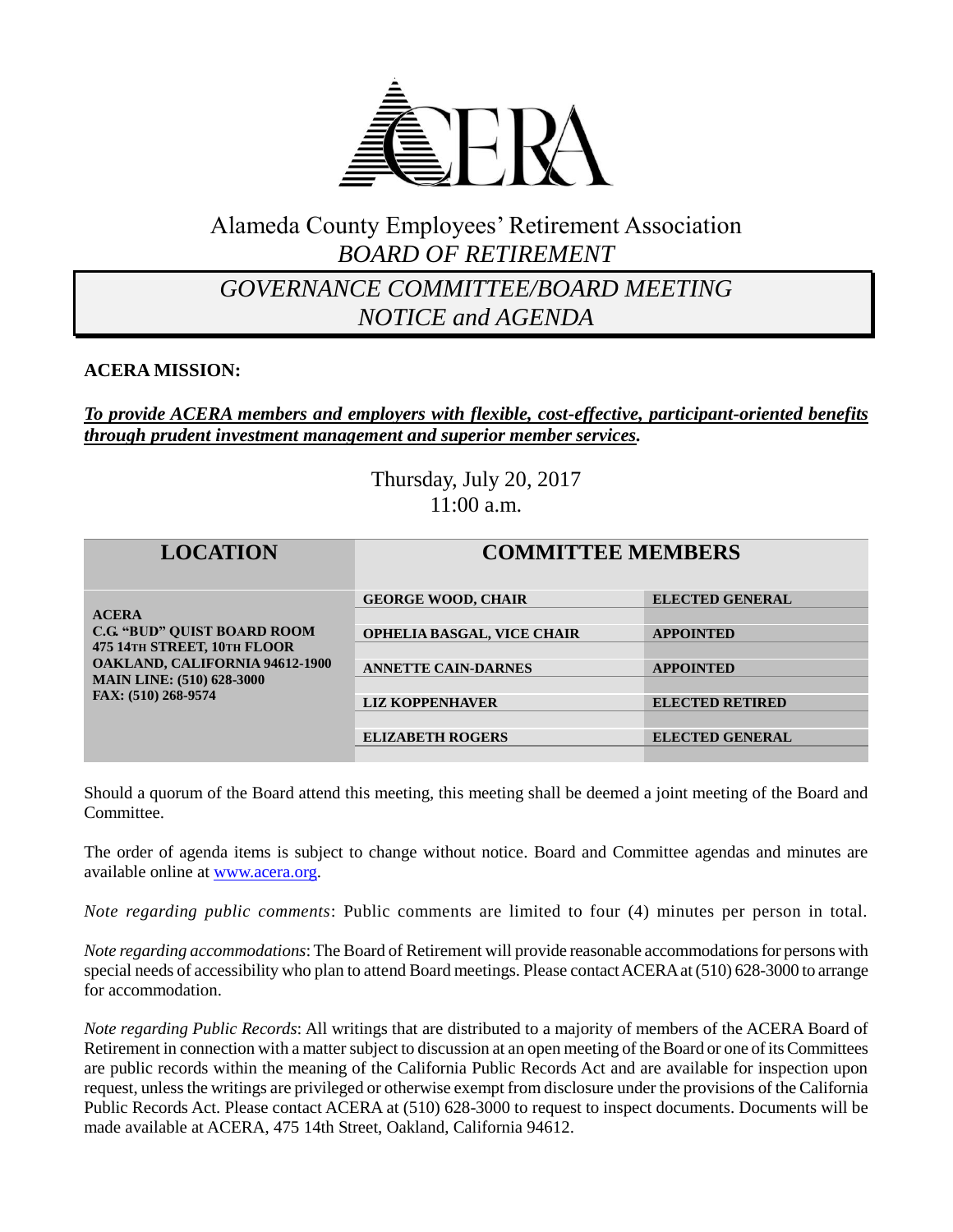# ACERA

## Alameda County Employees' Retirement Association
## *BOARD OF RETIREMENT*

## *GOVERNANCE COMMITTEE/BOARD MEETING NOTICE and AGENDA*

**ACERA MISSION:**

***To provide ACERA members and employers with flexible, cost-effective, participant-oriented benefits through prudent investment management and superior member services.***

Thursday, July 20, 2017
11:00 a.m.

| LOCATION | COMMITTEE MEMBERS | |
|---|---|---|
| **ACERA**<br>**C.G. "BUD" QUIST BOARD ROOM**<br>**475 14TH STREET, 10TH FLOOR**<br>**OAKLAND, CALIFORNIA 94612-1900**<br>**MAIN LINE: (510) 628-3000**<br>**FAX: (510) 268-9574** | **GEORGE WOOD, CHAIR** | **ELECTED GENERAL** |
| | **OPHELIA BASGAL, VICE CHAIR** | **APPOINTED** |
| | **ANNETTE CAIN-DARNES** | **APPOINTED** |
| | **LIZ KOPPENHAVER** | **ELECTED RETIRED** |
| | **ELIZABETH ROGERS** | **ELECTED GENERAL** |

Should a quorum of the Board attend this meeting, this meeting shall be deemed a joint meeting of the Board and Committee.

The order of agenda items is subject to change without notice. Board and Committee agendas and minutes are available online at www.acera.org.

*Note regarding public comments*: Public comments are limited to four (4) minutes per person in total.

*Note regarding accommodations*: The Board of Retirement will provide reasonable accommodations for persons with special needs of accessibility who plan to attend Board meetings. Please contact ACERA at (510) 628-3000 to arrange for accommodation.

*Note regarding Public Records*: All writings that are distributed to a majority of members of the ACERA Board of Retirement in connection with a matter subject to discussion at an open meeting of the Board or one of its Committees are public records within the meaning of the California Public Records Act and are available for inspection upon request, unless the writings are privileged or otherwise exempt from disclosure under the provisions of the California Public Records Act. Please contact ACERA at (510) 628-3000 to request to inspect documents. Documents will be made available at ACERA, 475 14th Street, Oakland, California 94612.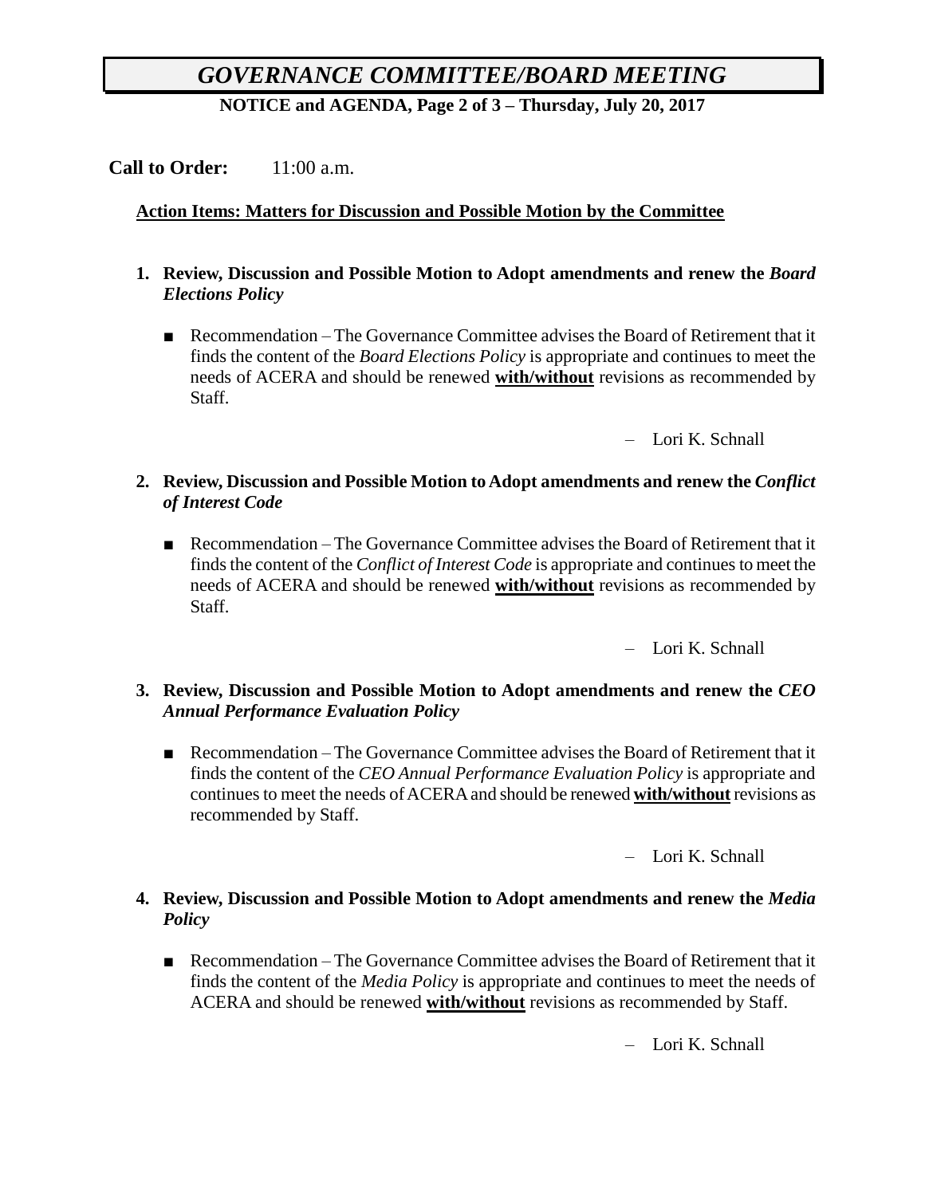**Call to Order:** 11:00 a.m.

**Action Items: Matters for Discussion and Possible Motion by the Committee**

1. **Review, Discussion and Possible Motion to Adopt amendments and renew the *Board Elections Policy***

   - Recommendation – The Governance Committee advises the Board of Retirement that it finds the content of the *Board Elections Policy* is appropriate and continues to meet the needs of ACERA and should be renewed **with/without** revisions as recommended by Staff.

   – Lori K. Schnall

2. **Review, Discussion and Possible Motion to Adopt amendments and renew the *Conflict of Interest Code***

   - Recommendation – The Governance Committee advises the Board of Retirement that it finds the content of the *Conflict of Interest Code* is appropriate and continues to meet the needs of ACERA and should be renewed **with/without** revisions as recommended by Staff.

   – Lori K. Schnall

3. **Review, Discussion and Possible Motion to Adopt amendments and renew the *CEO Annual Performance Evaluation Policy***

   - Recommendation – The Governance Committee advises the Board of Retirement that it finds the content of the *CEO Annual Performance Evaluation Policy* is appropriate and continues to meet the needs of ACERA and should be renewed **with/without** revisions as recommended by Staff.

   – Lori K. Schnall

4. **Review, Discussion and Possible Motion to Adopt amendments and renew the *Media Policy***

   - Recommendation – The Governance Committee advises the Board of Retirement that it finds the content of the *Media Policy* is appropriate and continues to meet the needs of ACERA and should be renewed **with/without** revisions as recommended by Staff.

   – Lori K. Schnall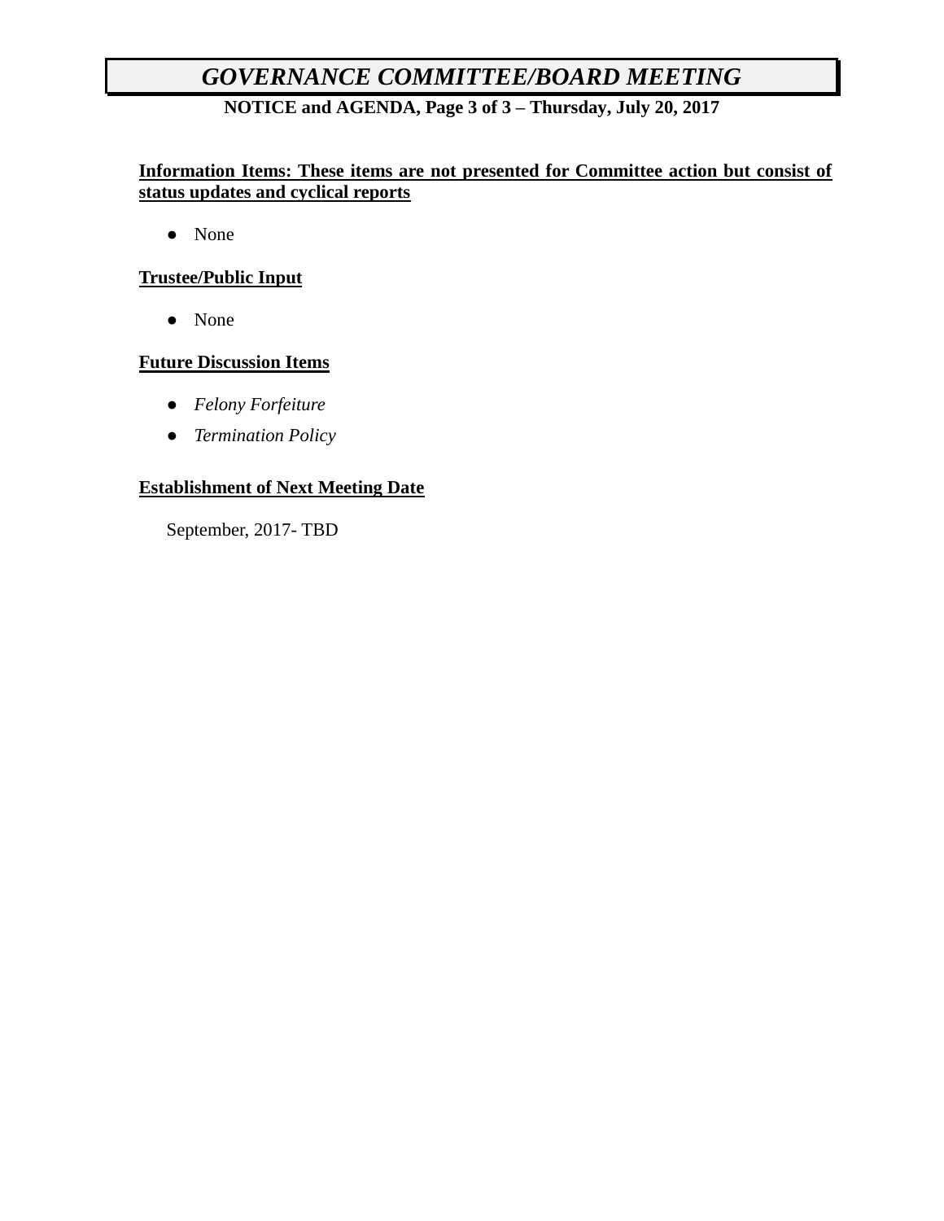**Information Items: These items are not presented for Committee action but consist of status updates and cyclical reports**

- None

**Trustee/Public Input**

- None

**Future Discussion Items**

- *Felony Forfeiture*
- *Termination Policy*

**Establishment of Next Meeting Date**

September, 2017- TBD